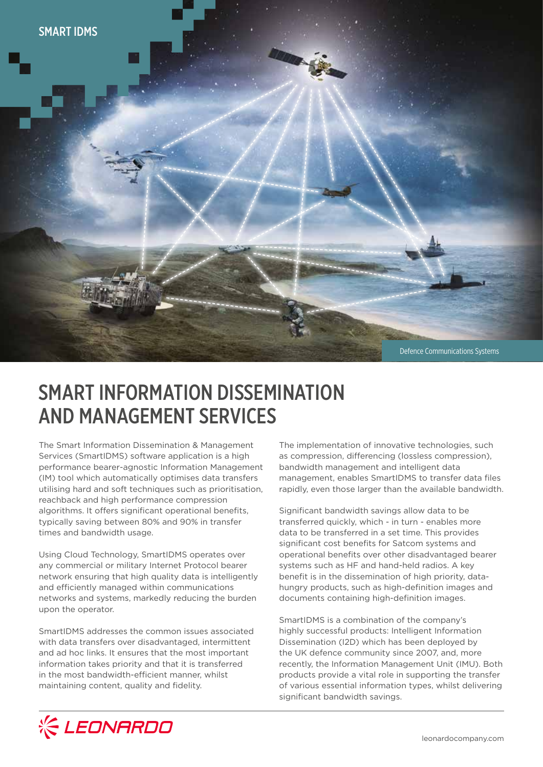SMART IDMS

Defence Communications Systems

# SMART INFORMATION DISSEMINATION AND MANAGEMENT SERVICES

The Smart Information Dissemination & Management Services (SmartIDMS) software application is a high performance bearer-agnostic Information Management (IM) tool which automatically optimises data transfers utilising hard and soft techniques such as prioritisation, reachback and high performance compression algorithms. It offers significant operational benefits, typically saving between 80% and 90% in transfer times and bandwidth usage.

Using Cloud Technology, SmartIDMS operates over any commercial or military Internet Protocol bearer network ensuring that high quality data is intelligently and efficiently managed within communications networks and systems, markedly reducing the burden upon the operator.

SmartIDMS addresses the common issues associated with data transfers over disadvantaged, intermittent and ad hoc links. It ensures that the most important information takes priority and that it is transferred in the most bandwidth-efficient manner, whilst maintaining content, quality and fidelity.

The implementation of innovative technologies, such as compression, differencing (lossless compression), bandwidth management and intelligent data management, enables SmartIDMS to transfer data files rapidly, even those larger than the available bandwidth.

Significant bandwidth savings allow data to be transferred quickly, which - in turn - enables more data to be transferred in a set time. This provides significant cost benefits for Satcom systems and operational benefits over other disadvantaged bearer systems such as HF and hand-held radios. A key benefit is in the dissemination of high priority, data-hungry products, such as high-definition images and documents containing high-definition images.

SmartIDMS is a combination of the company's highly successful products: Intelligent Information Dissemination (I2D) which has been deployed by the UK defence community since 2007, and, more recently, the Information Management Unit (IMU). Both products provide a vital role in supporting the transfer of various essential information types, whilst delivering significant bandwidth savings.

LEONARDO

leonardocompany.com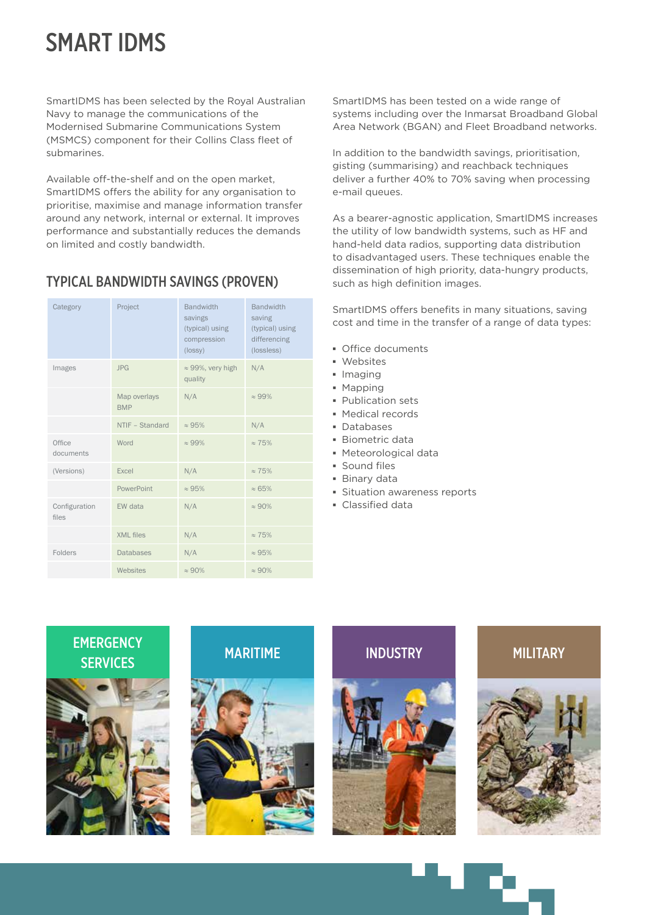# SMART IDMS

SmartIDMS has been selected by the Royal Australian Navy to manage the communications of the Modernised Submarine Communications System (MSMCS) component for their Collins Class fleet of submarines.

Available off-the-shelf and on the open market, SmartIDMS offers the ability for any organisation to prioritise, maximise and manage information transfer around any network, internal or external. It improves performance and substantially reduces the demands on limited and costly bandwidth.

## TYPICAL BANDWIDTH SAVINGS (PROVEN)

| Category | Project | Bandwidth savings (typical) using compression (lossy) | Bandwidth saving (typical) using differencing (lossless) |
|---|---|---|---|
| Images | JPG | ≈ 99%, very high quality | N/A |
| | Map overlays BMP | N/A | ≈ 99% |
| | NTIF – Standard | ≈ 95% | N/A |
| Office documents | Word | ≈ 99% | ≈ 75% |
| (Versions) | Excel | N/A | ≈ 75% |
| | PowerPoint | ≈ 95% | ≈ 65% |
| Configuration files | EW data | N/A | ≈ 90% |
| | XML files | N/A | ≈ 75% |
| Folders | Databases | N/A | ≈ 95% |
| | Websites | ≈ 90% | ≈ 90% |

SmartIDMS has been tested on a wide range of systems including over the Inmarsat Broadband Global Area Network (BGAN) and Fleet Broadband networks.

In addition to the bandwidth savings, prioritisation, gisting (summarising) and reachback techniques deliver a further 40% to 70% saving when processing e-mail queues.

As a bearer-agnostic application, SmartIDMS increases the utility of low bandwidth systems, such as HF and hand-held data radios, supporting data distribution to disadvantaged users. These techniques enable the dissemination of high priority, data-hungry products, such as high definition images.

SmartIDMS offers benefits in many situations, saving cost and time in the transfer of a range of data types:

- Office documents
- Websites
- Imaging
- Mapping
- Publication sets
- Medical records
- Databases
- Biometric data
- Meteorological data
- Sound files
- Binary data
- Situation awareness reports
- Classified data

EMERGENCY SERVICES

MARITIME

INDUSTRY

MILITARY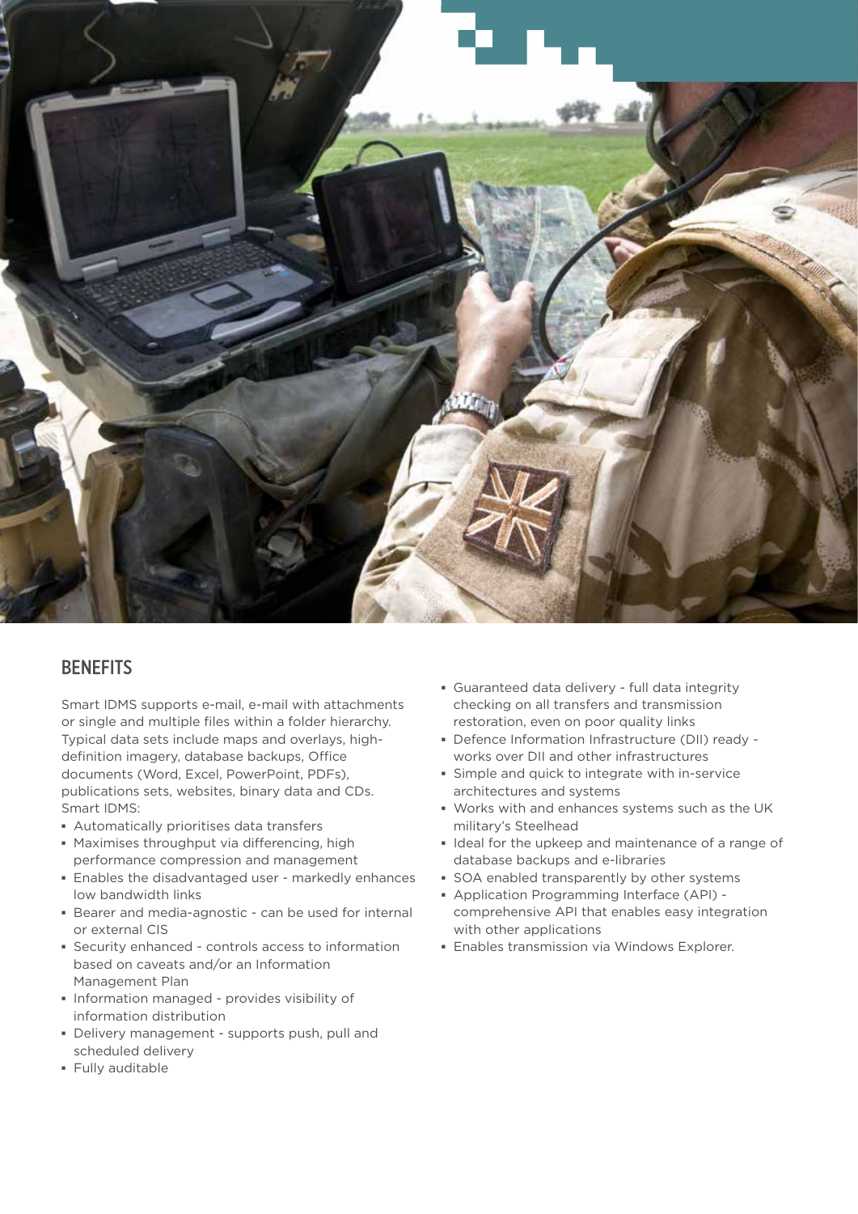## BENEFITS

Smart IDMS supports e-mail, e-mail with attachments or single and multiple files within a folder hierarchy. Typical data sets include maps and overlays, high-definition imagery, database backups, Office documents (Word, Excel, PowerPoint, PDFs), publications sets, websites, binary data and CDs. Smart IDMS:

- Automatically prioritises data transfers
- Maximises throughput via differencing, high performance compression and management
- Enables the disadvantaged user - markedly enhances low bandwidth links
- Bearer and media-agnostic - can be used for internal or external CIS
- Security enhanced - controls access to information based on caveats and/or an Information Management Plan
- Information managed - provides visibility of information distribution
- Delivery management - supports push, pull and scheduled delivery
- Fully auditable
- Guaranteed data delivery - full data integrity checking on all transfers and transmission restoration, even on poor quality links
- Defence Information Infrastructure (DII) ready - works over DII and other infrastructures
- Simple and quick to integrate with in-service architectures and systems
- Works with and enhances systems such as the UK military's Steelhead
- Ideal for the upkeep and maintenance of a range of database backups and e-libraries
- SOA enabled transparently by other systems
- Application Programming Interface (API) - comprehensive API that enables easy integration with other applications
- Enables transmission via Windows Explorer.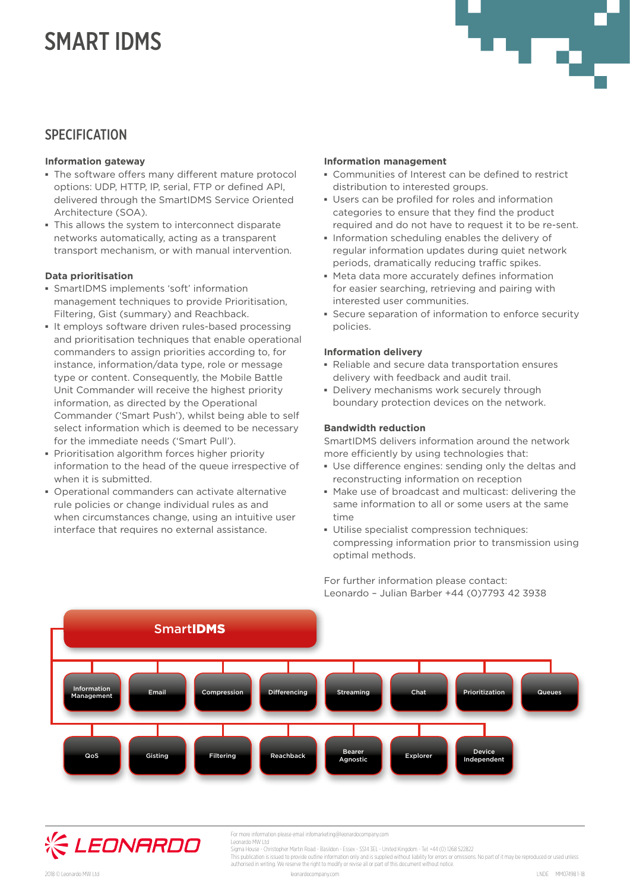# SMART IDMS

## SPECIFICATION

**Information gateway**

- The software offers many different mature protocol options: UDP, HTTP, IP, serial, FTP or defined API, delivered through the SmartIDMS Service Oriented Architecture (SOA).
- This allows the system to interconnect disparate networks automatically, acting as a transparent transport mechanism, or with manual intervention.

**Data prioritisation**

- SmartIDMS implements 'soft' information management techniques to provide Prioritisation, Filtering, Gist (summary) and Reachback.
- It employs software driven rules-based processing and prioritisation techniques that enable operational commanders to assign priorities according to, for instance, information/data type, role or message type or content. Consequently, the Mobile Battle Unit Commander will receive the highest priority information, as directed by the Operational Commander ('Smart Push'), whilst being able to self select information which is deemed to be necessary for the immediate needs ('Smart Pull').
- Prioritisation algorithm forces higher priority information to the head of the queue irrespective of when it is submitted.
- Operational commanders can activate alternative rule policies or change individual rules as and when circumstances change, using an intuitive user interface that requires no external assistance.

**Information management**

- Communities of Interest can be defined to restrict distribution to interested groups.
- Users can be profiled for roles and information categories to ensure that they find the product required and do not have to request it to be re-sent.
- Information scheduling enables the delivery of regular information updates during quiet network periods, dramatically reducing traffic spikes.
- Meta data more accurately defines information for easier searching, retrieving and pairing with interested user communities.
- Secure separation of information to enforce security policies.

**Information delivery**

- Reliable and secure data transportation ensures delivery with feedback and audit trail.
- Delivery mechanisms work securely through boundary protection devices on the network.

**Bandwidth reduction**

SmartIDMS delivers information around the network more efficiently by using technologies that:

- Use difference engines: sending only the deltas and reconstructing information on reception
- Make use of broadcast and multicast: delivering the same information to all or some users at the same time
- Utilise specialist compression techniques: compressing information prior to transmission using optimal methods.

For further information please contact:
Leonardo – Julian Barber +44 (0)7793 42 3938

SmartIDMS

Information Management
Email
Compression
Differencing
Streaming
Chat
Prioritization
Queues
QoS
Gisting
Filtering
Reachback
Bearer Agnostic
Explorer
Device Independent

LEONARDO

For more information please email infomarketing@leonardocompany.com
Leonardo MW Ltd
Sigma House - Christopher Martin Road - Basildon - Essex - SS14 3EL - United Kingdom - Tel +44 (0) 1268 522822
This publication is issued to provide outline information only and is supplied without liability for errors or omissions. No part of it may be reproduced or used unless authorised in writing. We reserve the right to modify or revise all or part of this document without notice.

2018 © Leonardo MW Ltd
leonardocompany.com
LNDE MM07498 1-18